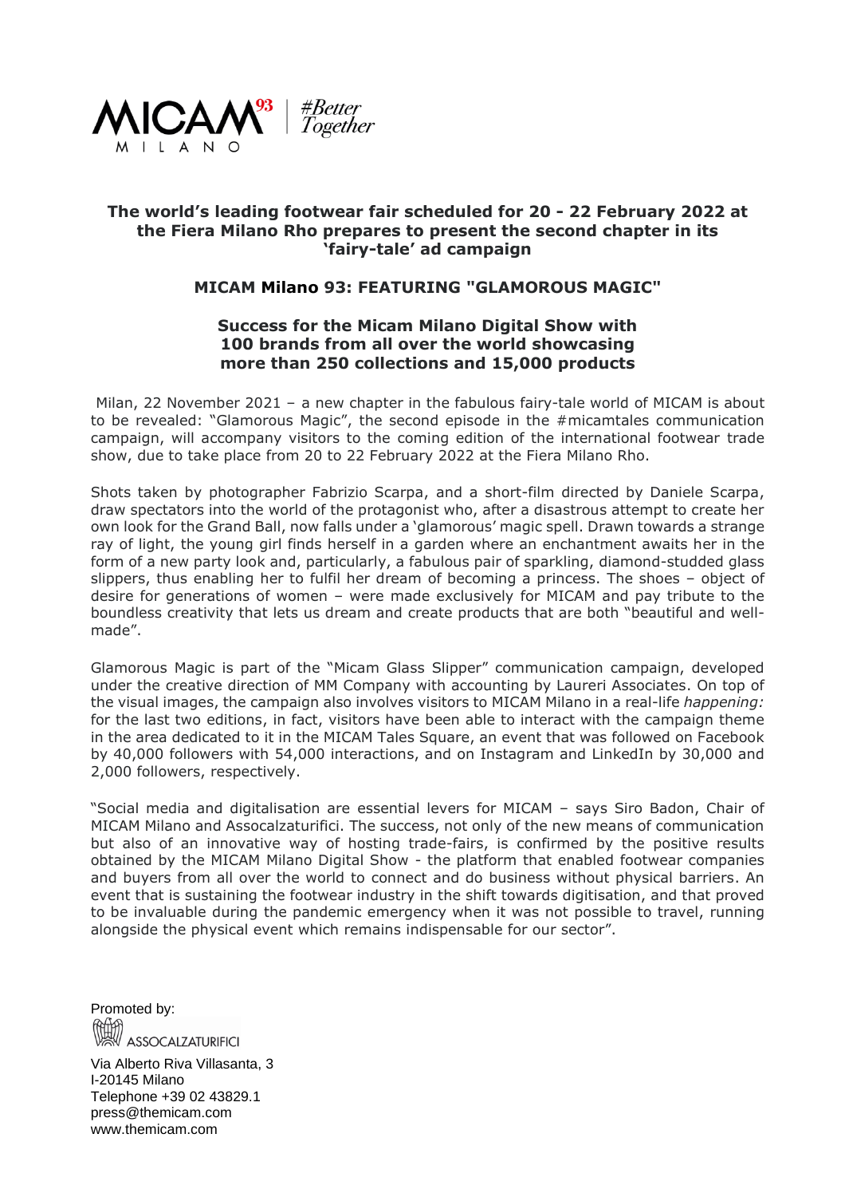MICAM[93] MILANO | #Better Together

**The world's leading footwear fair scheduled for 20 - 22 February 2022 at the Fiera Milano Rho prepares to present the second chapter in its 'fairy-tale' ad campaign**

## MICAM Milano 93: FEATURING "GLAMOROUS MAGIC"

### Success for the Micam Milano Digital Show with 100 brands from all over the world showcasing more than 250 collections and 15,000 products

Milan, 22 November 2021 – a new chapter in the fabulous fairy-tale world of MICAM is about to be revealed: "Glamorous Magic", the second episode in the #micamtales communication campaign, will accompany visitors to the coming edition of the international footwear trade show, due to take place from 20 to 22 February 2022 at the Fiera Milano Rho.

Shots taken by photographer Fabrizio Scarpa, and a short-film directed by Daniele Scarpa, draw spectators into the world of the protagonist who, after a disastrous attempt to create her own look for the Grand Ball, now falls under a 'glamorous' magic spell. Drawn towards a strange ray of light, the young girl finds herself in a garden where an enchantment awaits her in the form of a new party look and, particularly, a fabulous pair of sparkling, diamond-studded glass slippers, thus enabling her to fulfil her dream of becoming a princess. The shoes – object of desire for generations of women – were made exclusively for MICAM and pay tribute to the boundless creativity that lets us dream and create products that are both "beautiful and well-made".

Glamorous Magic is part of the "Micam Glass Slipper" communication campaign, developed under the creative direction of MM Company with accounting by Laureri Associates. On top of the visual images, the campaign also involves visitors to MICAM Milano in a real-life *happening:* for the last two editions, in fact, visitors have been able to interact with the campaign theme in the area dedicated to it in the MICAM Tales Square, an event that was followed on Facebook by 40,000 followers with 54,000 interactions, and on Instagram and LinkedIn by 30,000 and 2,000 followers, respectively.

"Social media and digitalisation are essential levers for MICAM – says Siro Badon, Chair of MICAM Milano and Assocalzaturifici. The success, not only of the new means of communication but also of an innovative way of hosting trade-fairs, is confirmed by the positive results obtained by the MICAM Milano Digital Show - the platform that enabled footwear companies and buyers from all over the world to connect and do business without physical barriers. An event that is sustaining the footwear industry in the shift towards digitisation, and that proved to be invaluable during the pandemic emergency when it was not possible to travel, running alongside the physical event which remains indispensable for our sector".

Promoted by:
ASSOCALZATURIFICI

Via Alberto Riva Villasanta, 3
I-20145 Milano
Telephone +39 02 43829.1
press@themicam.com
www.themicam.com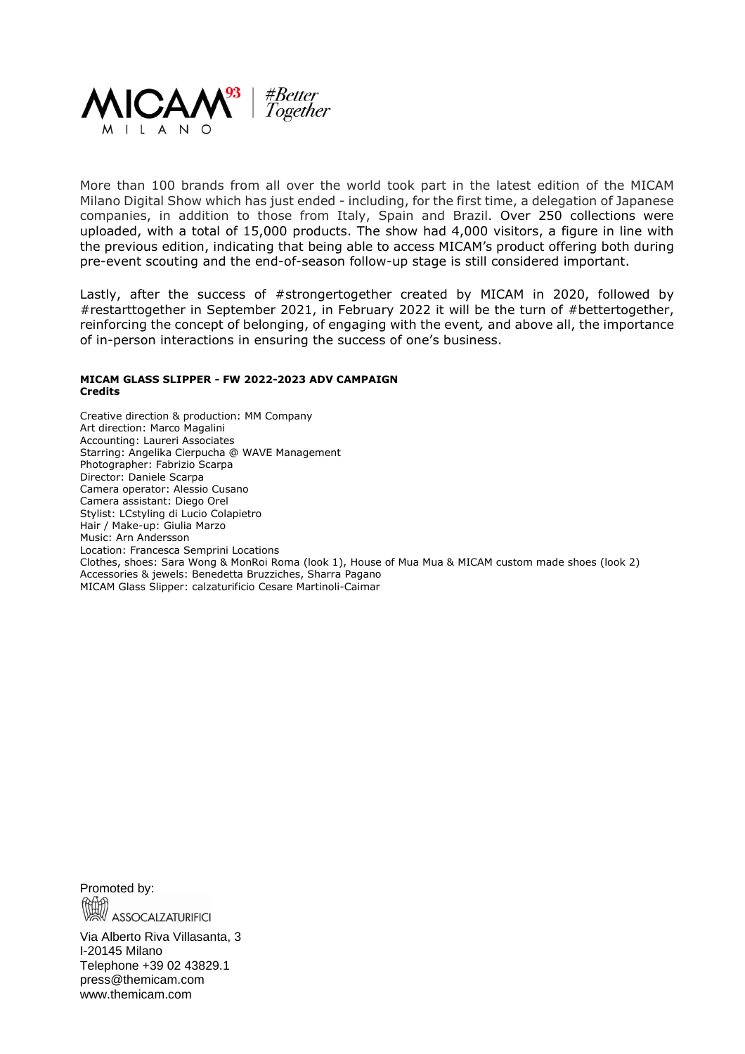More than 100 brands from all over the world took part in the latest edition of the MICAM Milano Digital Show which has just ended - including, for the first time, a delegation of Japanese companies, in addition to those from Italy, Spain and Brazil. Over 250 collections were uploaded, with a total of 15,000 products. The show had 4,000 visitors, a figure in line with the previous edition, indicating that being able to access MICAM's product offering both during pre-event scouting and the end-of-season follow-up stage is still considered important.

Lastly, after the success of #strongertogether created by MICAM in 2020, followed by #restarttogether in September 2021, in February 2022 it will be the turn of #bettertogether, reinforcing the concept of belonging, of engaging with the event, and above all, the importance of in-person interactions in ensuring the success of one's business.

**MICAM GLASS SLIPPER - FW 2022-2023 ADV CAMPAIGN**
**Credits**

Creative direction & production: MM Company
Art direction: Marco Magalini
Accounting: Laureri Associates
Starring: Angelika Cierpucha @ WAVE Management
Photographer: Fabrizio Scarpa
Director: Daniele Scarpa
Camera operator: Alessio Cusano
Camera assistant: Diego Orel
Stylist: LCstyling di Lucio Colapietro
Hair / Make-up: Giulia Marzo
Music: Arn Andersson
Location: Francesca Semprini Locations
Clothes, shoes: Sara Wong & MonRoi Roma (look 1), House of Mua Mua & MICAM custom made shoes (look 2)
Accessories & jewels: Benedetta Bruzziches, Sharra Pagano
MICAM Glass Slipper: calzaturificio Cesare Martinoli-Caimar

Promoted by:
ASSOCALZATURIFICI

Via Alberto Riva Villasanta, 3
I-20145 Milano
Telephone +39 02 43829.1
press@themicam.com
www.themicam.com